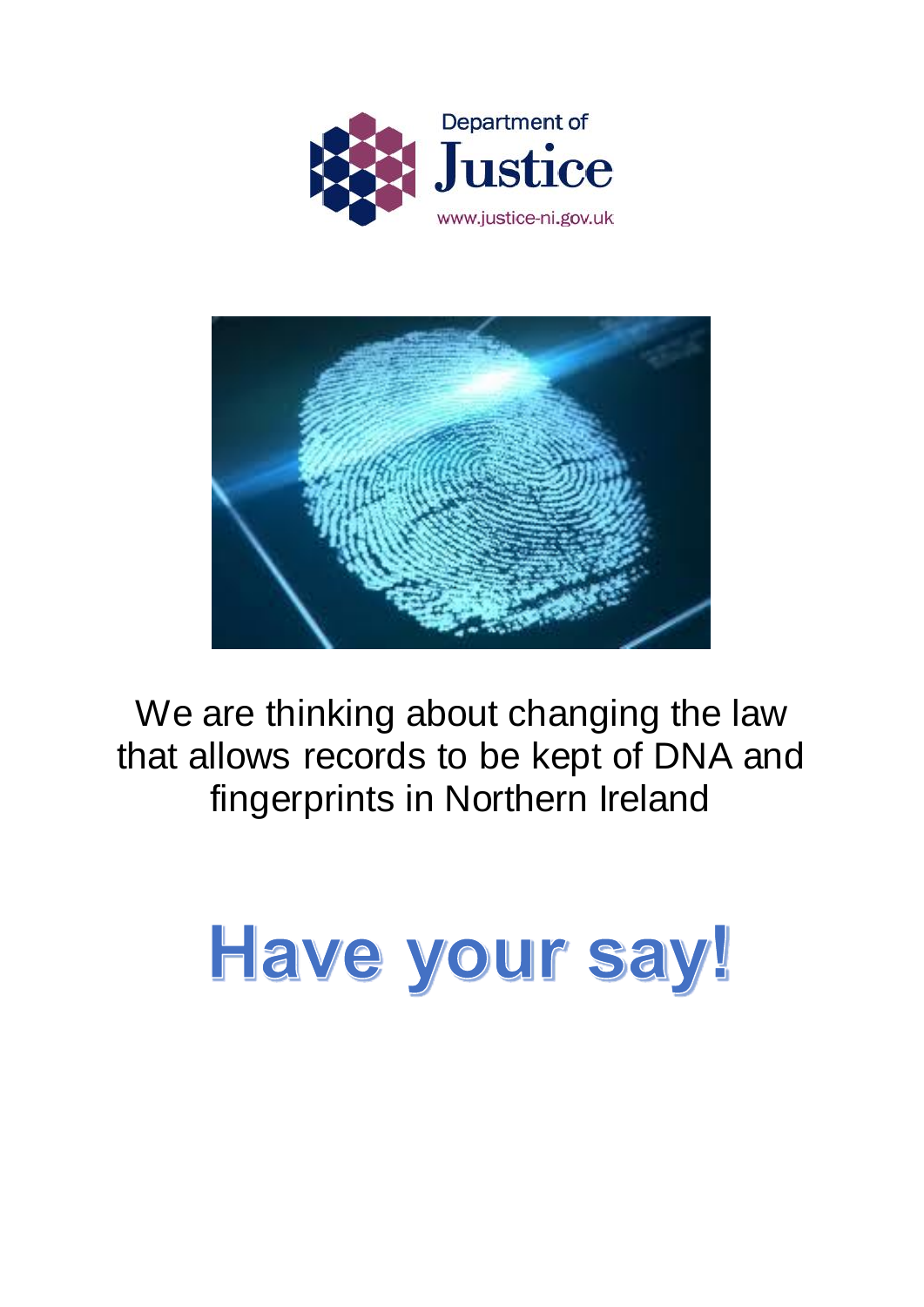Department of
Justice
www.justice-ni.gov.uk

We are thinking about changing the law that allows records to be kept of DNA and fingerprints in Northern Ireland

# Have your say!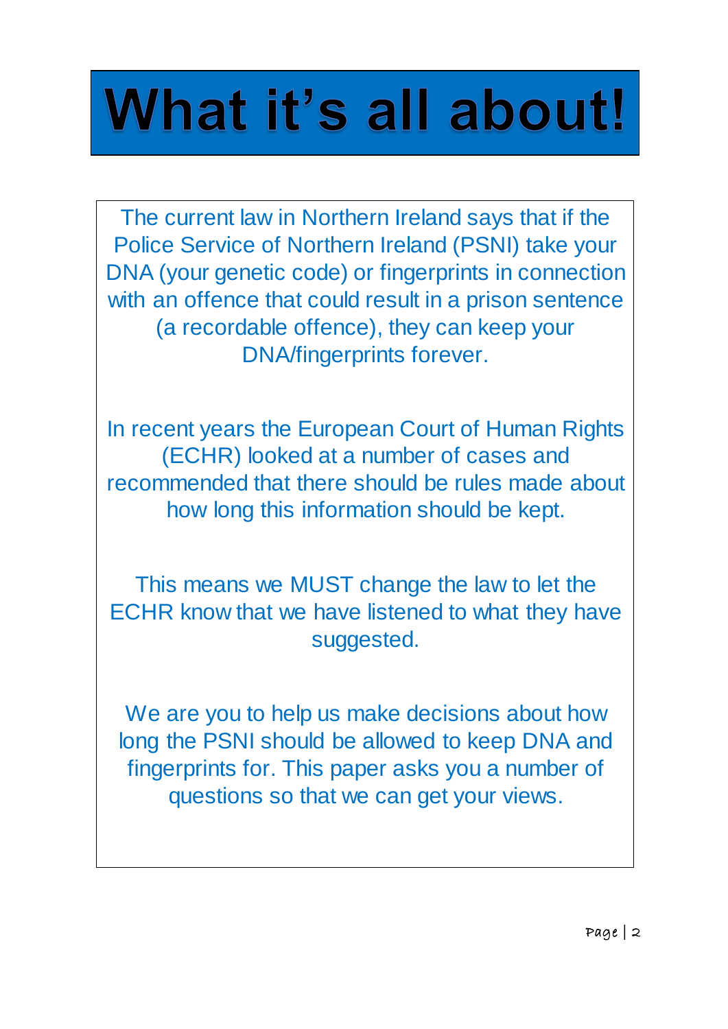# What it's all about!

The current law in Northern Ireland says that if the Police Service of Northern Ireland (PSNI) take your DNA (your genetic code) or fingerprints in connection with an offence that could result in a prison sentence (a recordable offence), they can keep your DNA/fingerprints forever.

In recent years the European Court of Human Rights (ECHR) looked at a number of cases and recommended that there should be rules made about how long this information should be kept.

This means we MUST change the law to let the ECHR know that we have listened to what they have suggested.

We are you to help us make decisions about how long the PSNI should be allowed to keep DNA and fingerprints for. This paper asks you a number of questions so that we can get your views.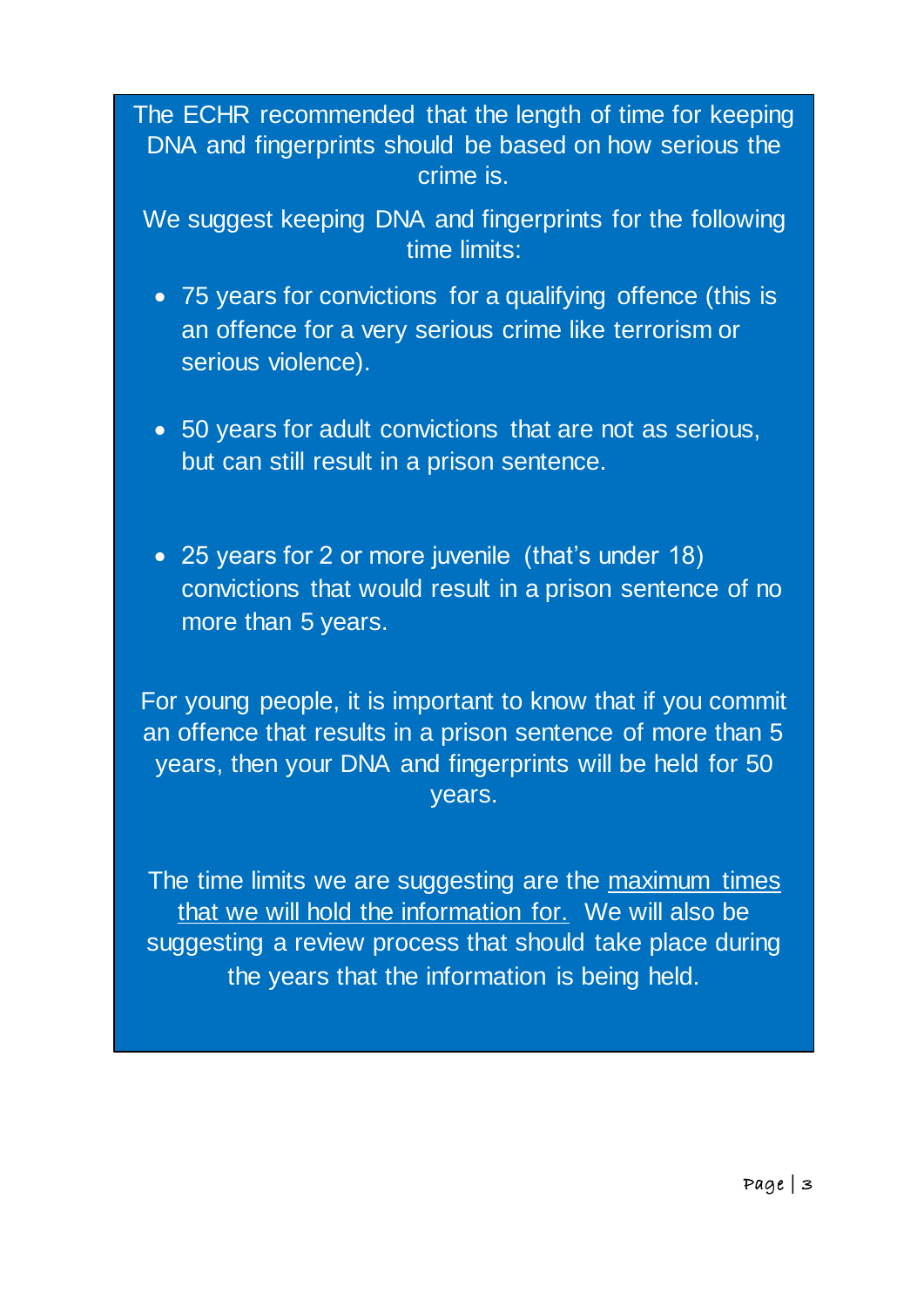The ECHR recommended that the length of time for keeping DNA and fingerprints should be based on how serious the crime is.

We suggest keeping DNA and fingerprints for the following time limits:

- 75 years for convictions for a qualifying offence (this is an offence for a very serious crime like terrorism or serious violence).

- 50 years for adult convictions that are not as serious, but can still result in a prison sentence.

- 25 years for 2 or more juvenile (that's under 18) convictions that would result in a prison sentence of no more than 5 years.

For young people, it is important to know that if you commit an offence that results in a prison sentence of more than 5 years, then your DNA and fingerprints will be held for 50 years.

The time limits we are suggesting are the <u>maximum times that we will hold the information for.</u> We will also be suggesting a review process that should take place during the years that the information is being held.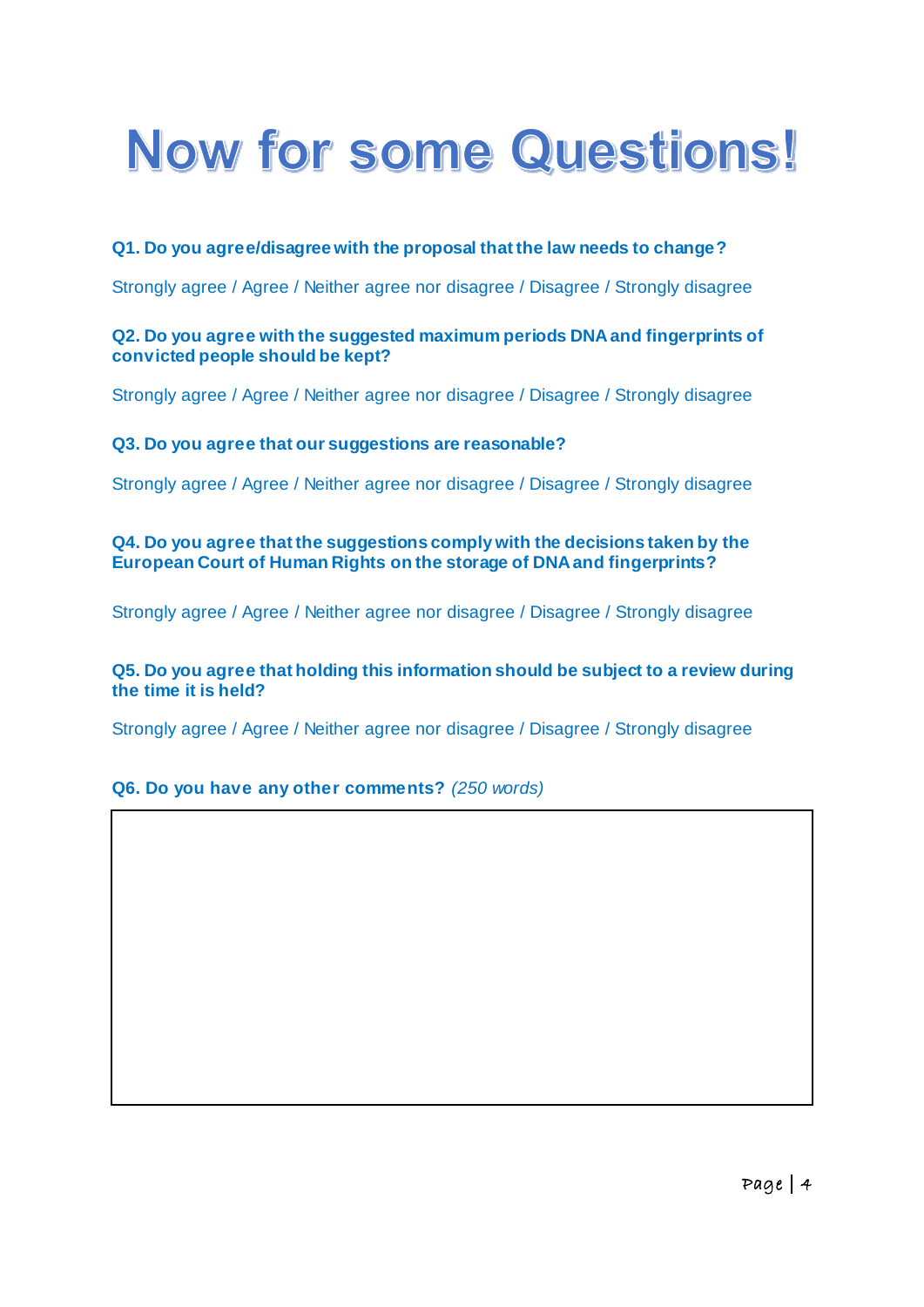# Now for some Questions!

**Q1. Do you agree/disagree with the proposal that the law needs to change?**

Strongly agree / Agree / Neither agree nor disagree / Disagree / Strongly disagree

**Q2. Do you agree with the suggested maximum periods DNA and fingerprints of convicted people should be kept?**

Strongly agree / Agree / Neither agree nor disagree / Disagree / Strongly disagree

**Q3. Do you agree that our suggestions are reasonable?**

Strongly agree / Agree / Neither agree nor disagree / Disagree / Strongly disagree

**Q4. Do you agree that the suggestions comply with the decisions taken by the European Court of Human Rights on the storage of DNA and fingerprints?**

Strongly agree / Agree / Neither agree nor disagree / Disagree / Strongly disagree

**Q5. Do you agree that holding this information should be subject to a review during the time it is held?**

Strongly agree / Agree / Neither agree nor disagree / Disagree / Strongly disagree

**Q6. Do you have any other comments?** *(250 words)*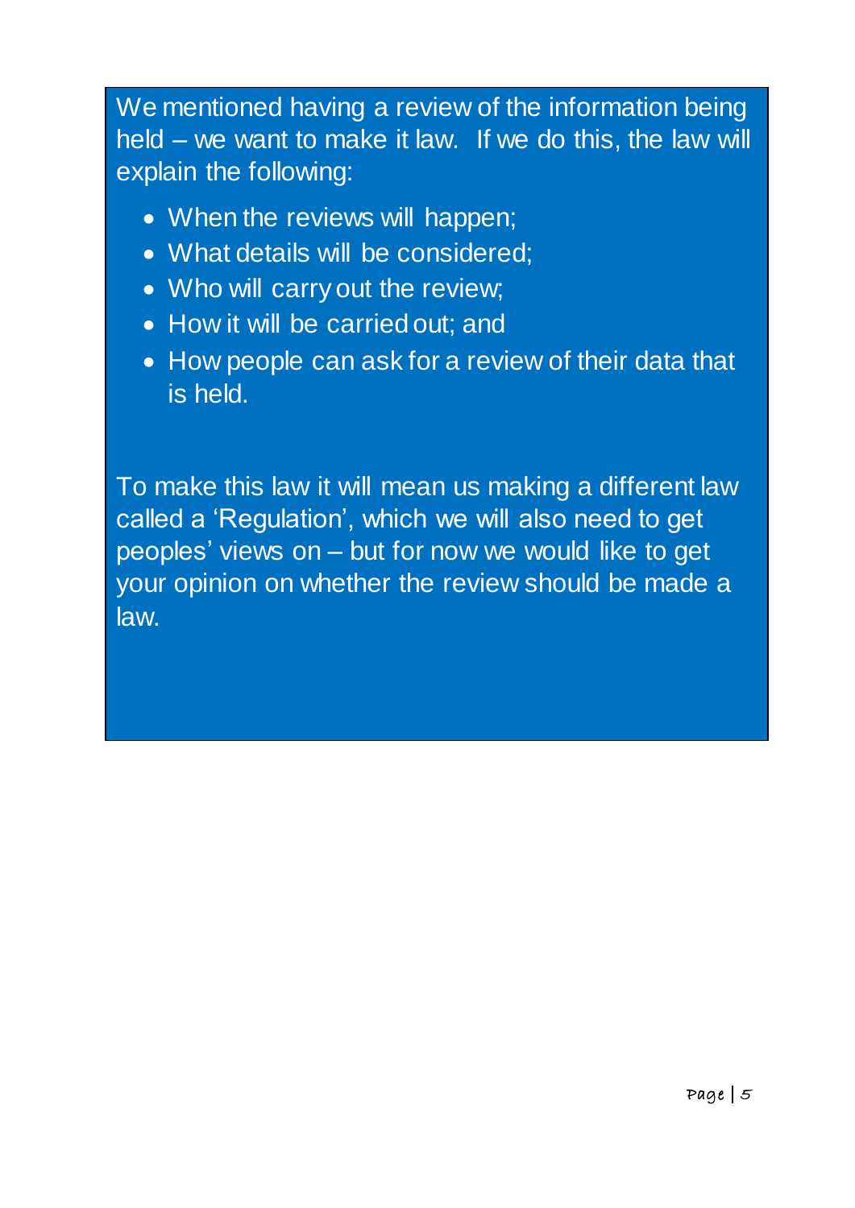We mentioned having a review of the information being held – we want to make it law. If we do this, the law will explain the following:

- When the reviews will happen;
- What details will be considered;
- Who will carry out the review;
- How it will be carried out; and
- How people can ask for a review of their data that is held.

To make this law it will mean us making a different law called a 'Regulation', which we will also need to get peoples' views on – but for now we would like to get your opinion on whether the review should be made a law.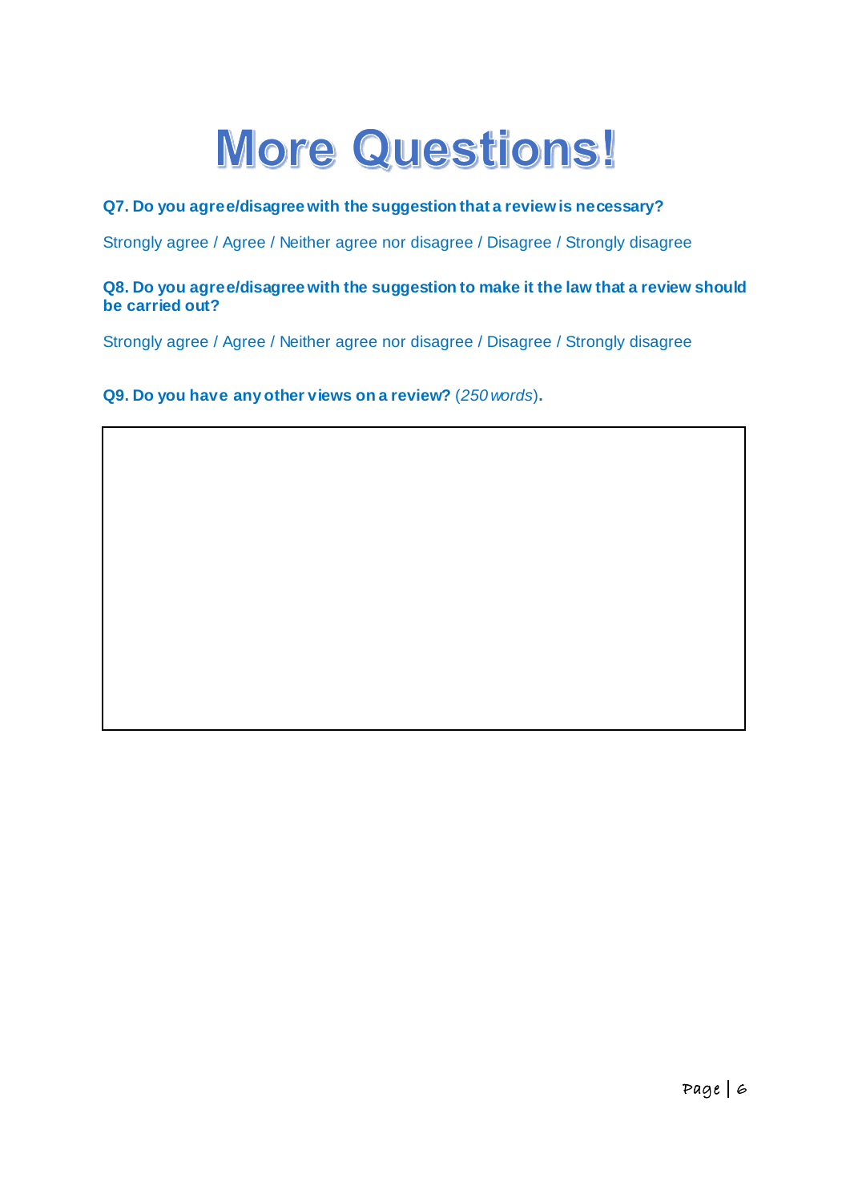# More Questions!

**Q7. Do you agree/disagree with the suggestion that a review is necessary?**

Strongly agree / Agree / Neither agree nor disagree / Disagree / Strongly disagree

**Q8. Do you agree/disagree with the suggestion to make it the law that a review should be carried out?**

Strongly agree / Agree / Neither agree nor disagree / Disagree / Strongly disagree

**Q9. Do you have any other views on a review?** (*250 words*)**.**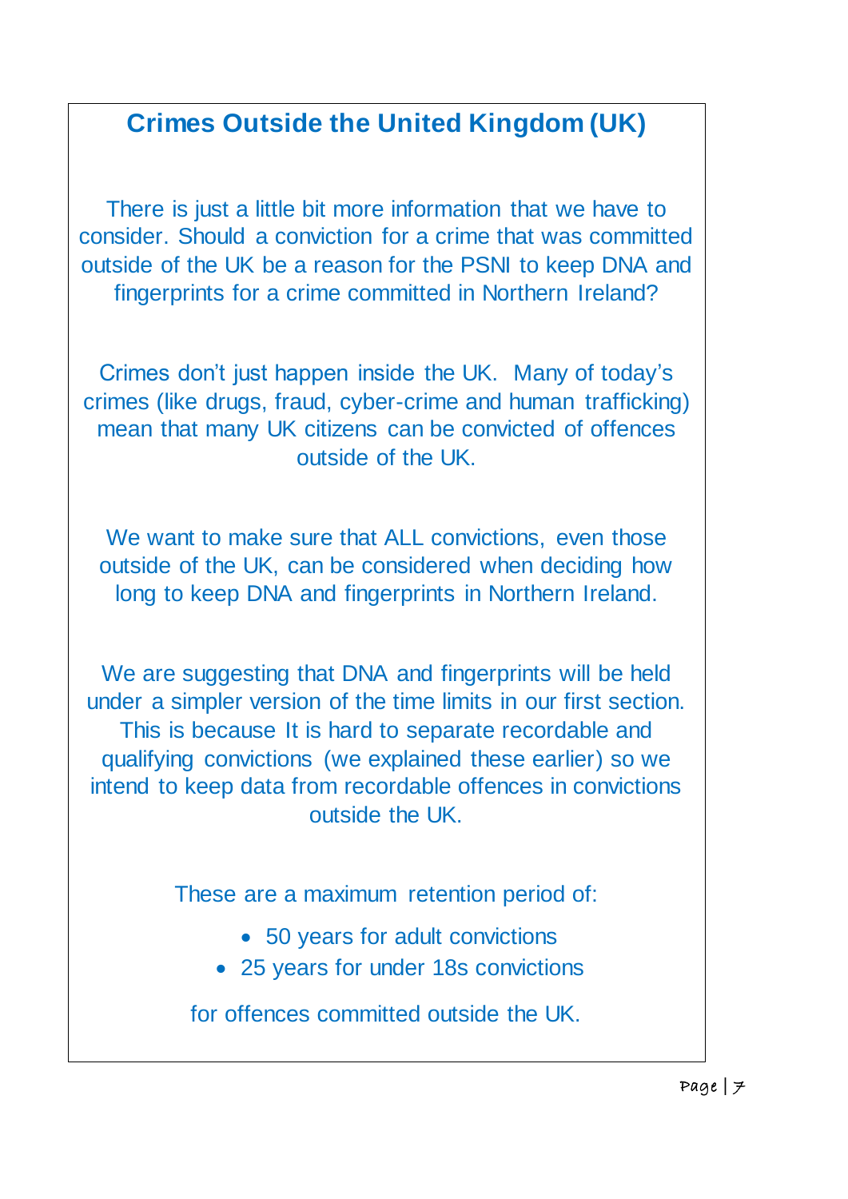## Crimes Outside the United Kingdom (UK)

There is just a little bit more information that we have to consider. Should a conviction for a crime that was committed outside of the UK be a reason for the PSNI to keep DNA and fingerprints for a crime committed in Northern Ireland?

Crimes don't just happen inside the UK. Many of today's crimes (like drugs, fraud, cyber-crime and human trafficking) mean that many UK citizens can be convicted of offences outside of the UK.

We want to make sure that ALL convictions, even those outside of the UK, can be considered when deciding how long to keep DNA and fingerprints in Northern Ireland.

We are suggesting that DNA and fingerprints will be held under a simpler version of the time limits in our first section. This is because It is hard to separate recordable and qualifying convictions (we explained these earlier) so we intend to keep data from recordable offences in convictions outside the UK.

These are a maximum retention period of:

- 50 years for adult convictions
- 25 years for under 18s convictions

for offences committed outside the UK.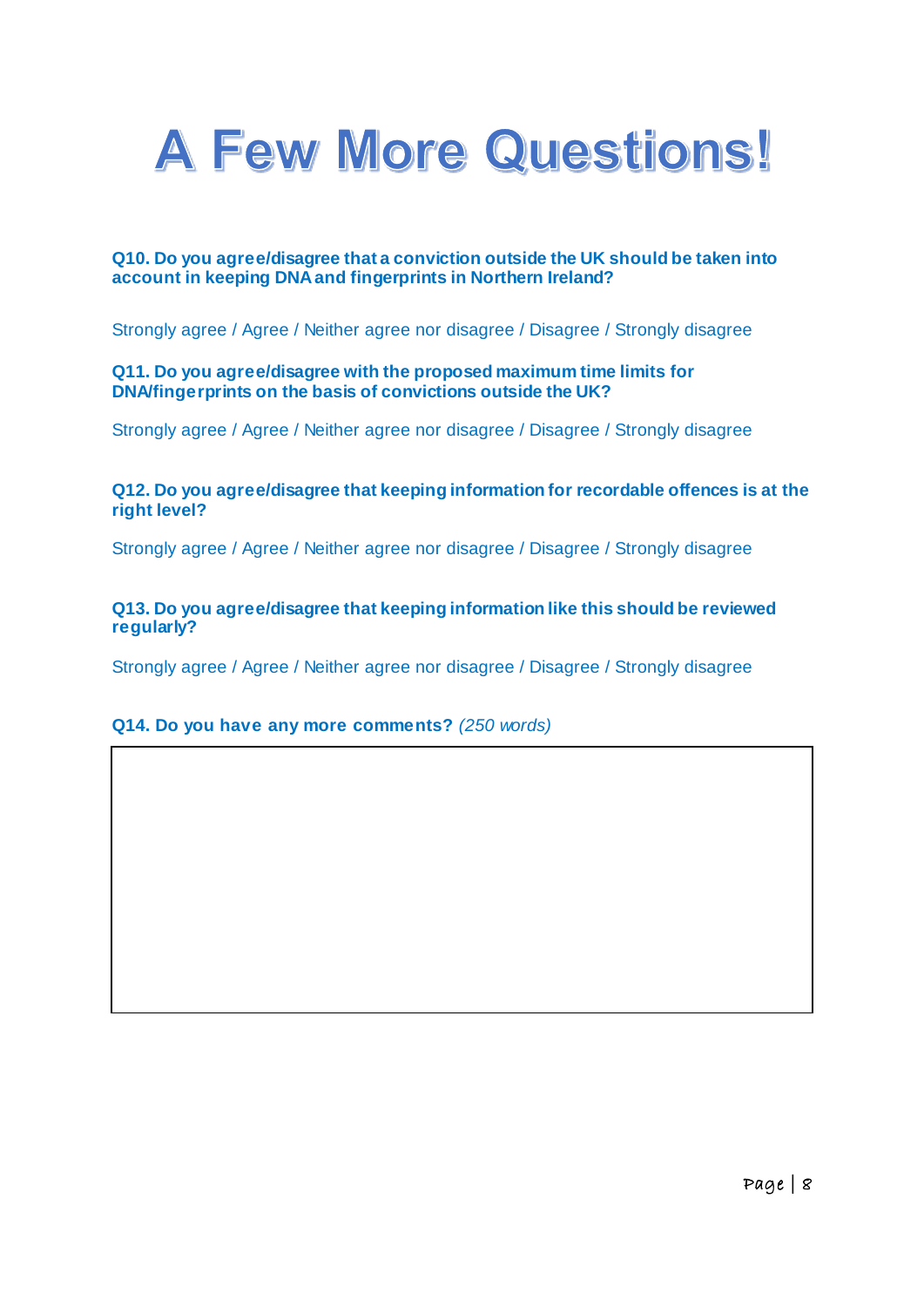# A Few More Questions!

**Q10. Do you agree/disagree that a conviction outside the UK should be taken into account in keeping DNA and fingerprints in Northern Ireland?**

Strongly agree / Agree / Neither agree nor disagree / Disagree / Strongly disagree

**Q11. Do you agree/disagree with the proposed maximum time limits for DNA/fingerprints on the basis of convictions outside the UK?**

Strongly agree / Agree / Neither agree nor disagree / Disagree / Strongly disagree

**Q12. Do you agree/disagree that keeping information for recordable offences is at the right level?**

Strongly agree / Agree / Neither agree nor disagree / Disagree / Strongly disagree

**Q13. Do you agree/disagree that keeping information like this should be reviewed regularly?**

Strongly agree / Agree / Neither agree nor disagree / Disagree / Strongly disagree

**Q14. Do you have any more comments?** *(250 words)*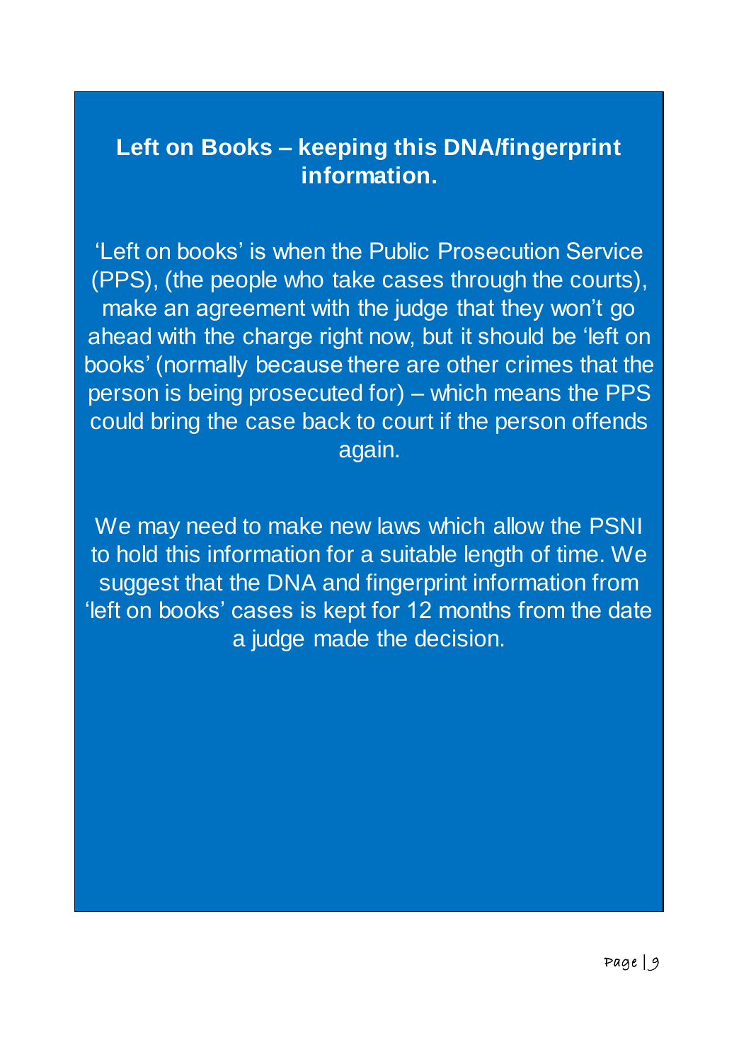## Left on Books – keeping this DNA/fingerprint information.

'Left on books' is when the Public Prosecution Service (PPS), (the people who take cases through the courts), make an agreement with the judge that they won't go ahead with the charge right now, but it should be 'left on books' (normally because there are other crimes that the person is being prosecuted for) – which means the PPS could bring the case back to court if the person offends again.

We may need to make new laws which allow the PSNI to hold this information for a suitable length of time. We suggest that the DNA and fingerprint information from 'left on books' cases is kept for 12 months from the date a judge made the decision.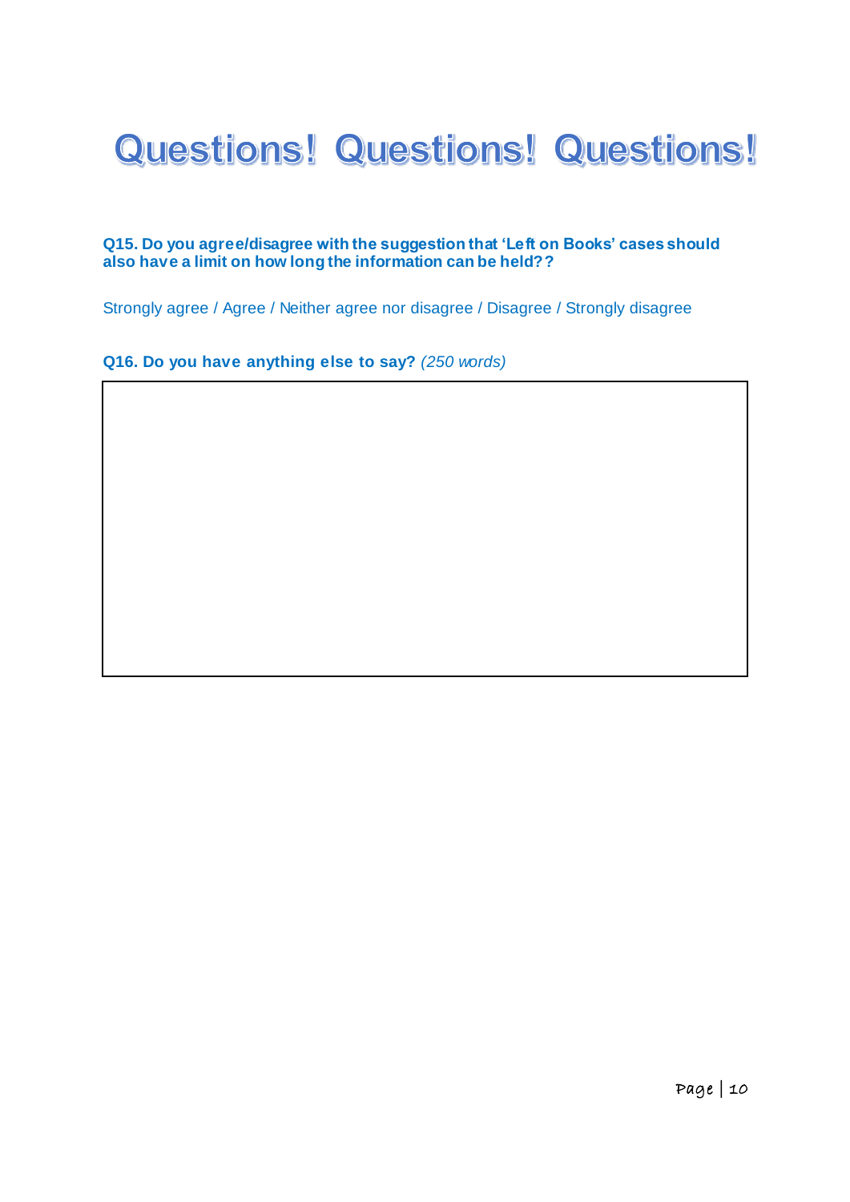# Questions! Questions! Questions!

**Q15. Do you agree/disagree with the suggestion that 'Left on Books' cases should also have a limit on how long the information can be held??**

Strongly agree / Agree / Neither agree nor disagree / Disagree / Strongly disagree

**Q16. Do you have anything else to say?** *(250 words)*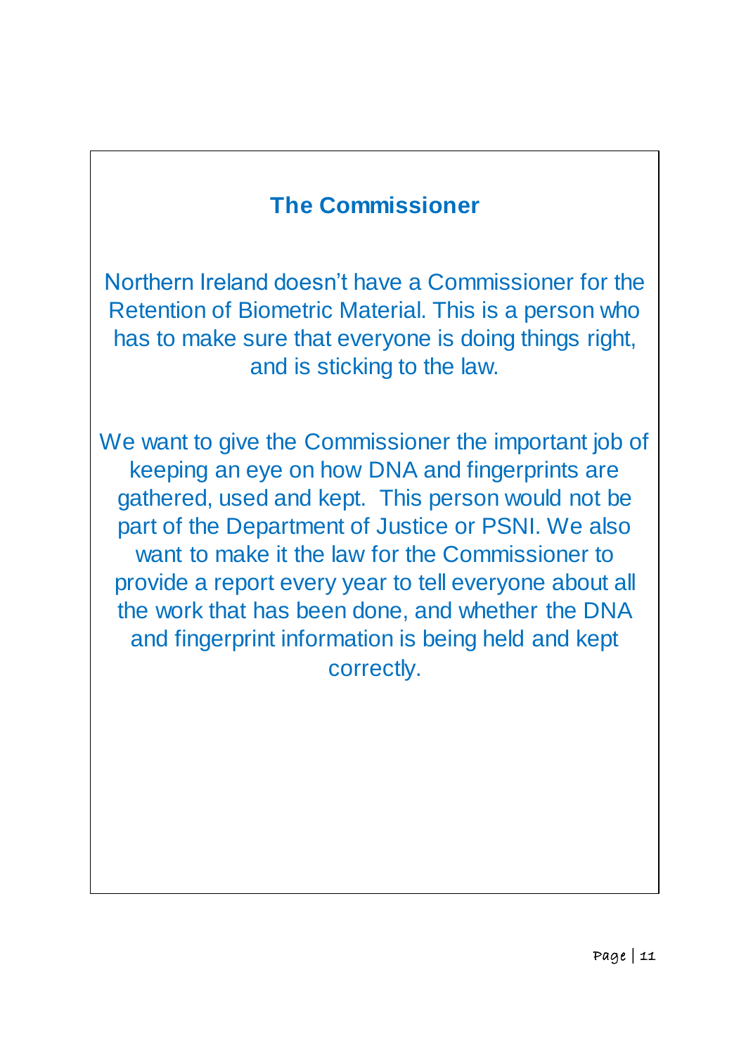## The Commissioner

Northern Ireland doesn't have a Commissioner for the Retention of Biometric Material. This is a person who has to make sure that everyone is doing things right, and is sticking to the law.

We want to give the Commissioner the important job of keeping an eye on how DNA and fingerprints are gathered, used and kept. This person would not be part of the Department of Justice or PSNI. We also want to make it the law for the Commissioner to provide a report every year to tell everyone about all the work that has been done, and whether the DNA and fingerprint information is being held and kept correctly.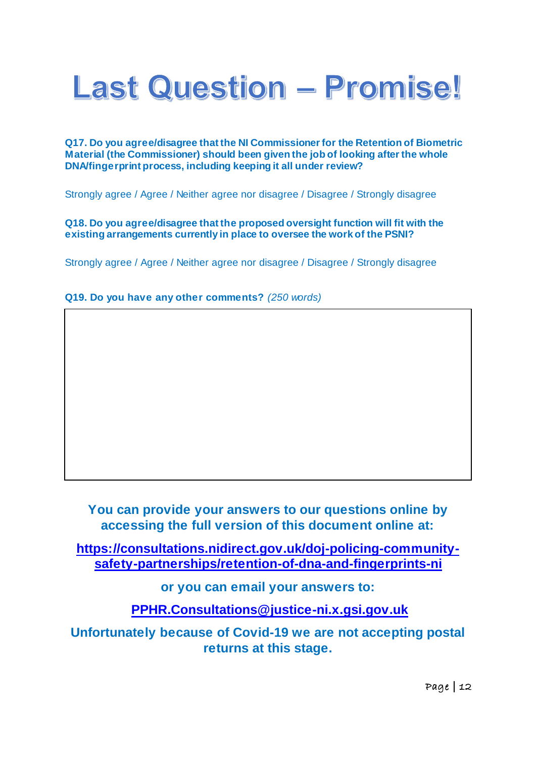# Last Question – Promise!

**Q17. Do you agree/disagree that the NI Commissioner for the Retention of Biometric Material (the Commissioner) should been given the job of looking after the whole DNA/fingerprint process, including keeping it all under review?**

Strongly agree / Agree / Neither agree nor disagree / Disagree / Strongly disagree

**Q18. Do you agree/disagree that the proposed oversight function will fit with the existing arrangements currently in place to oversee the work of the PSNI?**

Strongly agree / Agree / Neither agree nor disagree / Disagree / Strongly disagree

**Q19. Do you have any other comments?** *(250 words)*

| |
|---|
| |

**You can provide your answers to our questions online by accessing the full version of this document online at:**

**https://consultations.nidirect.gov.uk/doj-policing-community-safety-partnerships/retention-of-dna-and-fingerprints-ni**

**or you can email your answers to:**

**PPHR.Consultations@justice-ni.x.gsi.gov.uk**

**Unfortunately because of Covid-19 we are not accepting postal returns at this stage.**